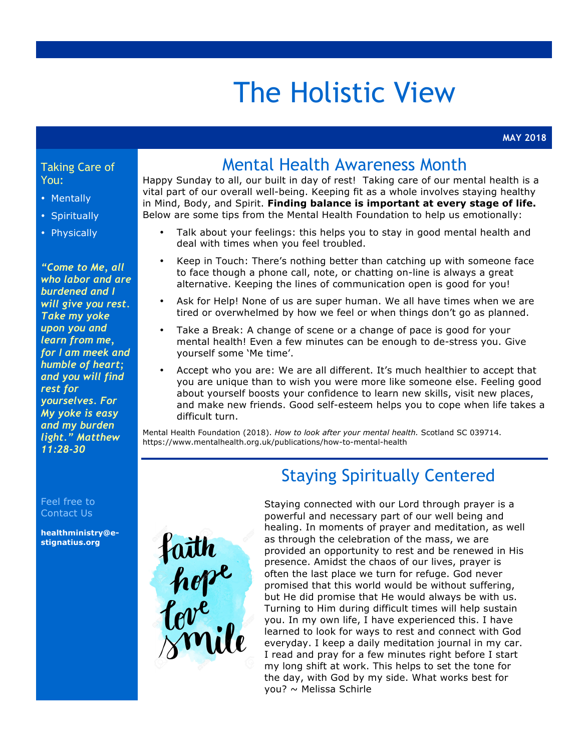# The Holistic View

**MAY 2018**

Taking Care of You:

- Mentally
- Spiritually
- Physically

***"Come to Me, all who labor and are burdened and I will give you rest. Take my yoke upon you and learn from me, for I am meek and humble of heart; and you will find rest for yourselves. For My yoke is easy and my burden light." Matthew 11:28-30***

Feel free to Contact Us

**healthministry@e-stignatius.org**

## Mental Health Awareness Month

Happy Sunday to all, our built in day of rest! Taking care of our mental health is a vital part of our overall well-being. Keeping fit as a whole involves staying healthy in Mind, Body, and Spirit. **Finding balance is important at every stage of life.** Below are some tips from the Mental Health Foundation to help us emotionally:

- Talk about your feelings: this helps you to stay in good mental health and deal with times when you feel troubled.
- Keep in Touch: There's nothing better than catching up with someone face to face though a phone call, note, or chatting on-line is always a great alternative. Keeping the lines of communication open is good for you!
- Ask for Help! None of us are super human. We all have times when we are tired or overwhelmed by how we feel or when things don't go as planned.
- Take a Break: A change of scene or a change of pace is good for your mental health! Even a few minutes can be enough to de-stress you. Give yourself some 'Me time'.
- Accept who you are: We are all different. It's much healthier to accept that you are unique than to wish you were more like someone else. Feeling good about yourself boosts your confidence to learn new skills, visit new places, and make new friends. Good self-esteem helps you to cope when life takes a difficult turn.

Mental Health Foundation (2018). *How to look after your mental health.* Scotland SC 039714. https://www.mentalhealth.org.uk/publications/how-to-mental-health

## Staying Spiritually Centered

faith hope love smile

Staying connected with our Lord through prayer is a powerful and necessary part of our well being and healing. In moments of prayer and meditation, as well as through the celebration of the mass, we are provided an opportunity to rest and be renewed in His presence. Amidst the chaos of our lives, prayer is often the last place we turn for refuge. God never promised that this world would be without suffering, but He did promise that He would always be with us. Turning to Him during difficult times will help sustain you. In my own life, I have experienced this. I have learned to look for ways to rest and connect with God everyday. I keep a daily meditation journal in my car. I read and pray for a few minutes right before I start my long shift at work. This helps to set the tone for the day, with God by my side. What works best for you? ~ Melissa Schirle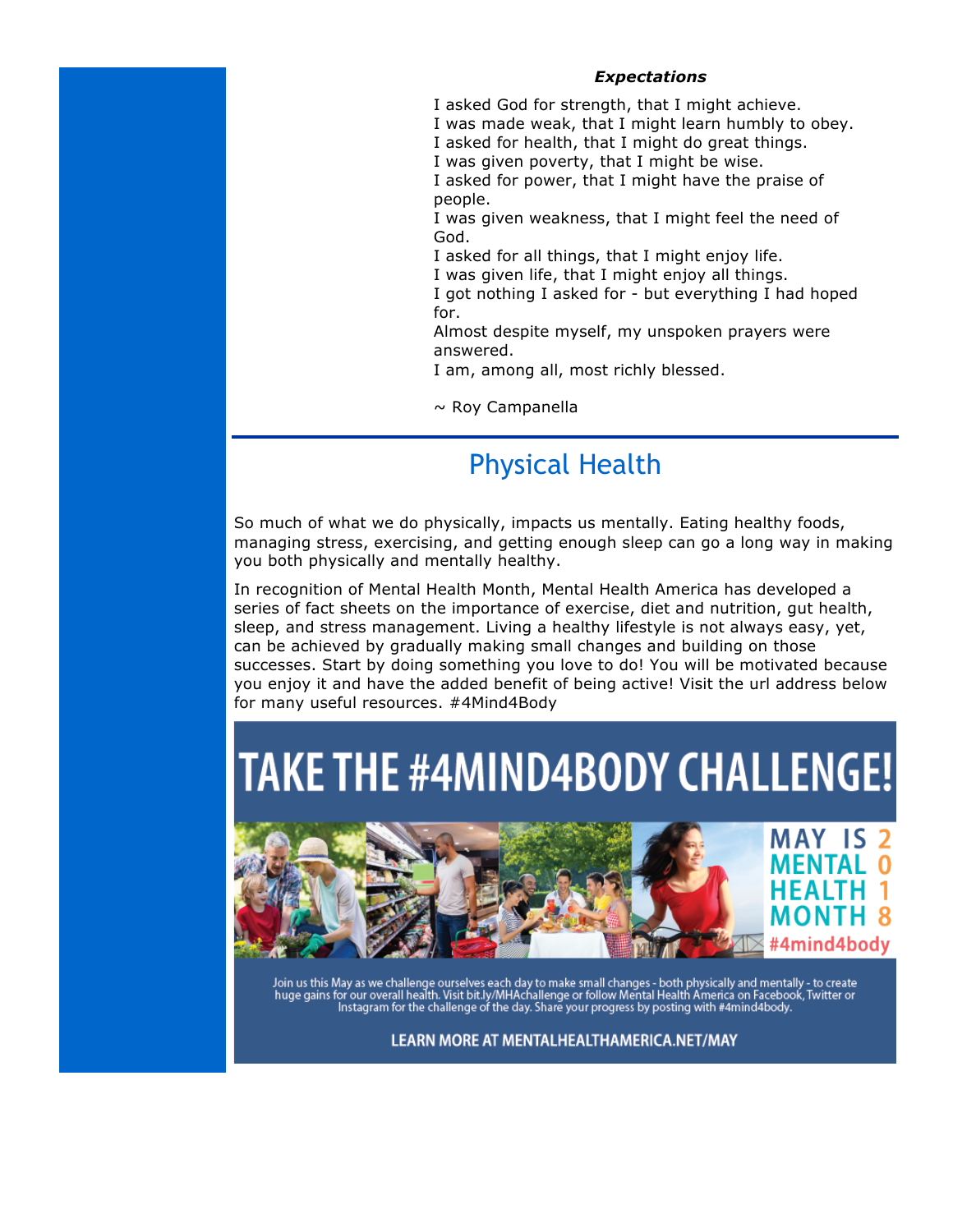***Expectations***

I asked God for strength, that I might achieve.
I was made weak, that I might learn humbly to obey.
I asked for health, that I might do great things.
I was given poverty, that I might be wise.
I asked for power, that I might have the praise of people.
I was given weakness, that I might feel the need of God.
I asked for all things, that I might enjoy life.
I was given life, that I might enjoy all things.
I got nothing I asked for - but everything I had hoped for.
Almost despite myself, my unspoken prayers were answered.
I am, among all, most richly blessed.

~ Roy Campanella

## Physical Health

So much of what we do physically, impacts us mentally. Eating healthy foods, managing stress, exercising, and getting enough sleep can go a long way in making you both physically and mentally healthy.

In recognition of Mental Health Month, Mental Health America has developed a series of fact sheets on the importance of exercise, diet and nutrition, gut health, sleep, and stress management. Living a healthy lifestyle is not always easy, yet, can be achieved by gradually making small changes and building on those successes. Start by doing something you love to do! You will be motivated because you enjoy it and have the added benefit of being active! Visit the url address below for many useful resources. #4Mind4Body

# TAKE THE #4MIND4BODY CHALLENGE!

MAY IS MENTAL HEALTH MONTH 2018
#4mind4body

Join us this May as we challenge ourselves each day to make small changes - both physically and mentally - to create huge gains for our overall health. Visit bit.ly/MHAchallenge or follow Mental Health America on Facebook, Twitter or Instagram for the challenge of the day. Share your progress by posting with #4mind4body.

LEARN MORE AT MENTALHEALTHAMERICA.NET/MAY